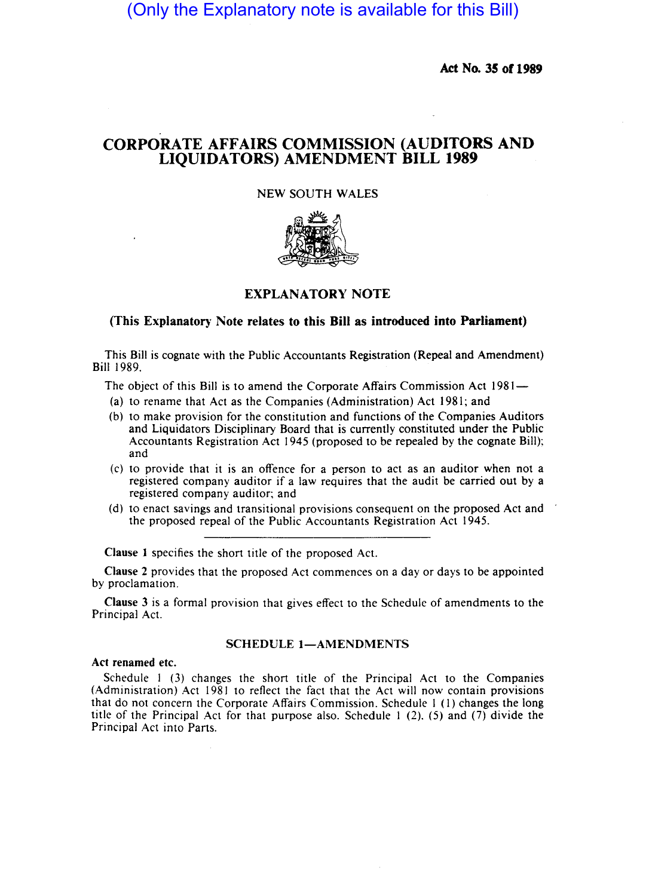(Only the Explanatory note is available for this Bill)

**Act No. 35 of 1989**

# CORPORATE AFFAIRS COMMISSION (AUDITORS AND LIQUIDATORS) AMENDMENT BILL 1989

NEW SOUTH WALES

## EXPLANATORY NOTE

**(This Explanatory Note relates to this Bill as introduced into Parliament)**

This Bill is cognate with the Public Accountants Registration (Repeal and Amendment) Bill 1989.

The object of this Bill is to amend the Corporate Affairs Commission Act 1981—

(a) to rename that Act as the Companies (Administration) Act 1981; and

(b) to make provision for the constitution and functions of the Companies Auditors and Liquidators Disciplinary Board that is currently constituted under the Public Accountants Registration Act 1945 (proposed to be repealed by the cognate Bill); and

(c) to provide that it is an offence for a person to act as an auditor when not a registered company auditor if a law requires that the audit be carried out by a registered company auditor; and

(d) to enact savings and transitional provisions consequent on the proposed Act and the proposed repeal of the Public Accountants Registration Act 1945.

---

**Clause 1** specifies the short title of the proposed Act.

**Clause 2** provides that the proposed Act commences on a day or days to be appointed by proclamation.

**Clause 3** is a formal provision that gives effect to the Schedule of amendments to the Principal Act.

### SCHEDULE 1—AMENDMENTS

**Act renamed etc.**

Schedule 1 (3) changes the short title of the Principal Act to the Companies (Administration) Act 1981 to reflect the fact that the Act will now contain provisions that do not concern the Corporate Affairs Commission. Schedule 1 (1) changes the long title of the Principal Act for that purpose also. Schedule 1 (2), (5) and (7) divide the Principal Act into Parts.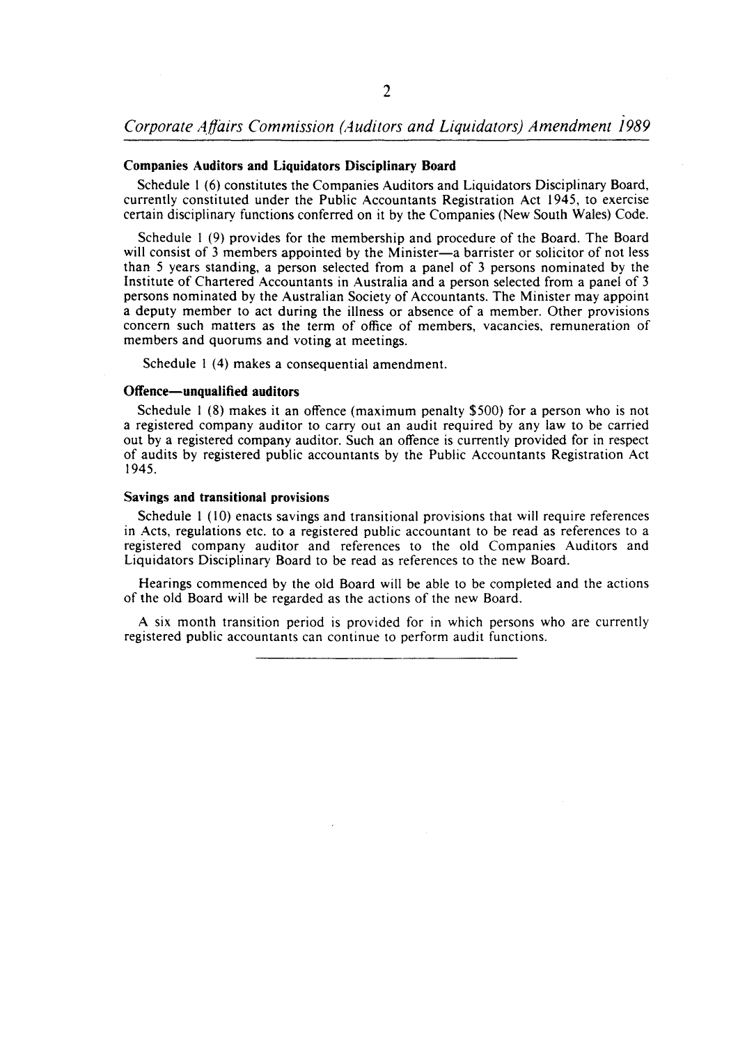**Companies Auditors and Liquidators Disciplinary Board**

Schedule 1 (6) constitutes the Companies Auditors and Liquidators Disciplinary Board, currently constituted under the Public Accountants Registration Act 1945, to exercise certain disciplinary functions conferred on it by the Companies (New South Wales) Code.

Schedule 1 (9) provides for the membership and procedure of the Board. The Board will consist of 3 members appointed by the Minister—a barrister or solicitor of not less than 5 years standing, a person selected from a panel of 3 persons nominated by the Institute of Chartered Accountants in Australia and a person selected from a panel of 3 persons nominated by the Australian Society of Accountants. The Minister may appoint a deputy member to act during the illness or absence of a member. Other provisions concern such matters as the term of office of members, vacancies, remuneration of members and quorums and voting at meetings.

Schedule 1 (4) makes a consequential amendment.

**Offence—unqualified auditors**

Schedule 1 (8) makes it an offence (maximum penalty $500) for a person who is not a registered company auditor to carry out an audit required by any law to be carried out by a registered company auditor. Such an offence is currently provided for in respect of audits by registered public accountants by the Public Accountants Registration Act 1945.

**Savings and transitional provisions**

Schedule 1 (10) enacts savings and transitional provisions that will require references in Acts, regulations etc. to a registered public accountant to be read as references to a registered company auditor and references to the old Companies Auditors and Liquidators Disciplinary Board to be read as references to the new Board.

Hearings commenced by the old Board will be able to be completed and the actions of the old Board will be regarded as the actions of the new Board.

A six month transition period is provided for in which persons who are currently registered public accountants can continue to perform audit functions.